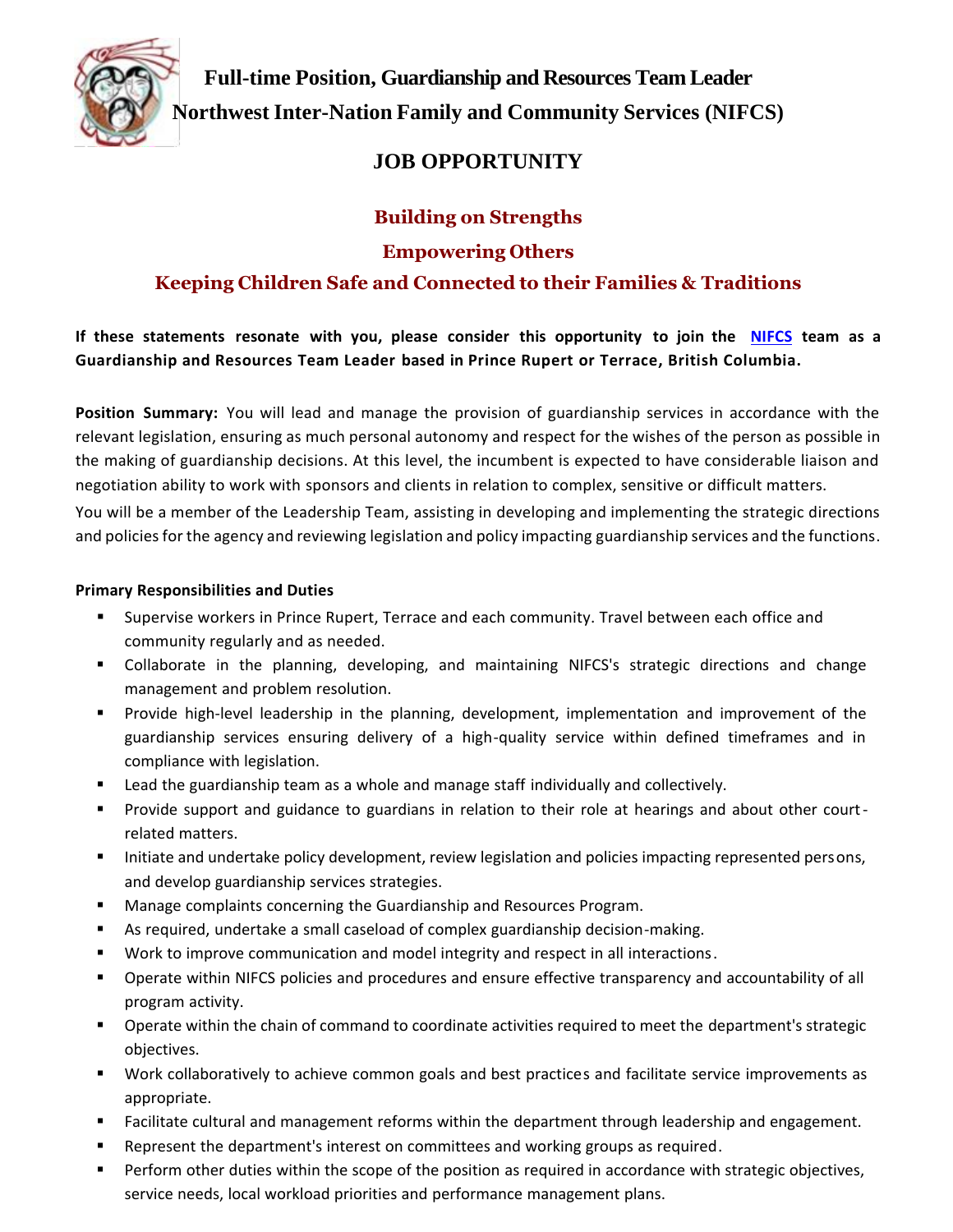# Full-time Position, Guardianship and Resources Team Leader
# Northwest Inter-Nation Family and Community Services (NIFCS)

## JOB OPPORTUNITY

### Building on Strengths
### Empowering Others
### Keeping Children Safe and Connected to their Families & Traditions

**If these statements resonate with you, please consider this opportunity to join the NIFCS team as a Guardianship and Resources Team Leader based in Prince Rupert or Terrace, British Columbia.**

**Position Summary:** You will lead and manage the provision of guardianship services in accordance with the relevant legislation, ensuring as much personal autonomy and respect for the wishes of the person as possible in the making of guardianship decisions. At this level, the incumbent is expected to have considerable liaison and negotiation ability to work with sponsors and clients in relation to complex, sensitive or difficult matters.

You will be a member of the Leadership Team, assisting in developing and implementing the strategic directions and policies for the agency and reviewing legislation and policy impacting guardianship services and the functions.

**Primary Responsibilities and Duties**

- Supervise workers in Prince Rupert, Terrace and each community. Travel between each office and community regularly and as needed.
- Collaborate in the planning, developing, and maintaining NIFCS's strategic directions and change management and problem resolution.
- Provide high-level leadership in the planning, development, implementation and improvement of the guardianship services ensuring delivery of a high-quality service within defined timeframes and in compliance with legislation.
- Lead the guardianship team as a whole and manage staff individually and collectively.
- Provide support and guidance to guardians in relation to their role at hearings and about other court-related matters.
- Initiate and undertake policy development, review legislation and policies impacting represented persons, and develop guardianship services strategies.
- Manage complaints concerning the Guardianship and Resources Program.
- As required, undertake a small caseload of complex guardianship decision-making.
- Work to improve communication and model integrity and respect in all interactions.
- Operate within NIFCS policies and procedures and ensure effective transparency and accountability of all program activity.
- Operate within the chain of command to coordinate activities required to meet the department's strategic objectives.
- Work collaboratively to achieve common goals and best practices and facilitate service improvements as appropriate.
- Facilitate cultural and management reforms within the department through leadership and engagement.
- Represent the department's interest on committees and working groups as required.
- Perform other duties within the scope of the position as required in accordance with strategic objectives, service needs, local workload priorities and performance management plans.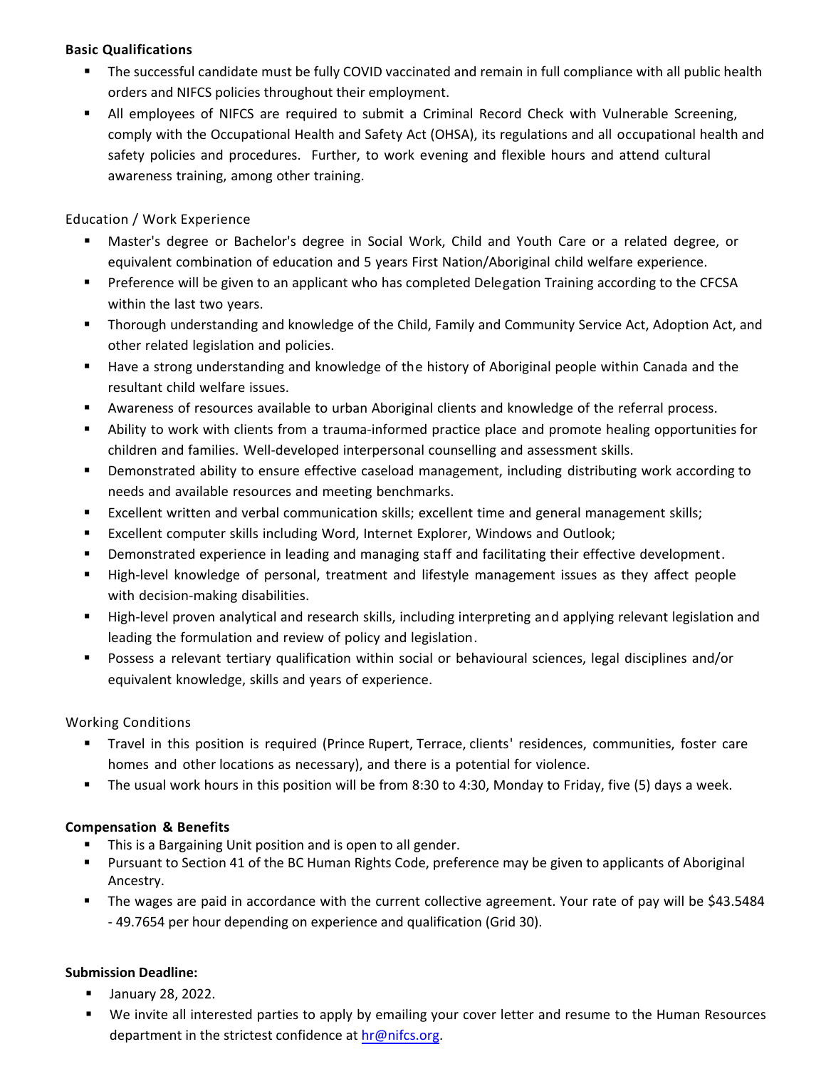**Basic Qualifications**

- The successful candidate must be fully COVID vaccinated and remain in full compliance with all public health orders and NIFCS policies throughout their employment.
- All employees of NIFCS are required to submit a Criminal Record Check with Vulnerable Screening, comply with the Occupational Health and Safety Act (OHSA), its regulations and all occupational health and safety policies and procedures. Further, to work evening and flexible hours and attend cultural awareness training, among other training.

Education / Work Experience

- Master's degree or Bachelor's degree in Social Work, Child and Youth Care or a related degree, or equivalent combination of education and 5 years First Nation/Aboriginal child welfare experience.
- Preference will be given to an applicant who has completed Delegation Training according to the CFCSA within the last two years.
- Thorough understanding and knowledge of the Child, Family and Community Service Act, Adoption Act, and other related legislation and policies.
- Have a strong understanding and knowledge of the history of Aboriginal people within Canada and the resultant child welfare issues.
- Awareness of resources available to urban Aboriginal clients and knowledge of the referral process.
- Ability to work with clients from a trauma-informed practice place and promote healing opportunities for children and families. Well-developed interpersonal counselling and assessment skills.
- Demonstrated ability to ensure effective caseload management, including distributing work according to needs and available resources and meeting benchmarks.
- Excellent written and verbal communication skills; excellent time and general management skills;
- Excellent computer skills including Word, Internet Explorer, Windows and Outlook;
- Demonstrated experience in leading and managing staff and facilitating their effective development.
- High-level knowledge of personal, treatment and lifestyle management issues as they affect people with decision-making disabilities.
- High-level proven analytical and research skills, including interpreting and applying relevant legislation and leading the formulation and review of policy and legislation.
- Possess a relevant tertiary qualification within social or behavioural sciences, legal disciplines and/or equivalent knowledge, skills and years of experience.

Working Conditions

- Travel in this position is required (Prince Rupert, Terrace, clients' residences, communities, foster care homes and other locations as necessary), and there is a potential for violence.
- The usual work hours in this position will be from 8:30 to 4:30, Monday to Friday, five (5) days a week.

**Compensation & Benefits**

- This is a Bargaining Unit position and is open to all gender.
- Pursuant to Section 41 of the BC Human Rights Code, preference may be given to applicants of Aboriginal Ancestry.
- The wages are paid in accordance with the current collective agreement. Your rate of pay will be $43.5484 - 49.7654 per hour depending on experience and qualification (Grid 30).

**Submission Deadline:**

- January 28, 2022.
- We invite all interested parties to apply by emailing your cover letter and resume to the Human Resources department in the strictest confidence at [hr@nifcs.org](mailto:hr@nifcs.org).